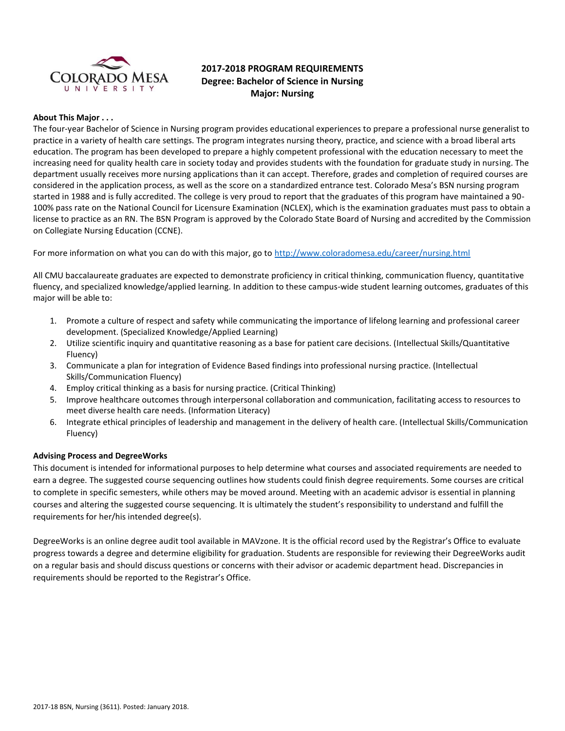# 2017-2018 PROGRAM REQUIREMENTS
## Degree: Bachelor of Science in Nursing
## Major: Nursing

**About This Major . . .**

The four-year Bachelor of Science in Nursing program provides educational experiences to prepare a professional nurse generalist to practice in a variety of health care settings. The program integrates nursing theory, practice, and science with a broad liberal arts education. The program has been developed to prepare a highly competent professional with the education necessary to meet the increasing need for quality health care in society today and provides students with the foundation for graduate study in nursing. The department usually receives more nursing applications than it can accept. Therefore, grades and completion of required courses are considered in the application process, as well as the score on a standardized entrance test. Colorado Mesa's BSN nursing program started in 1988 and is fully accredited. The college is very proud to report that the graduates of this program have maintained a 90-100% pass rate on the National Council for Licensure Examination (NCLEX), which is the examination graduates must pass to obtain a license to practice as an RN. The BSN Program is approved by the Colorado State Board of Nursing and accredited by the Commission on Collegiate Nursing Education (CCNE).

For more information on what you can do with this major, go to http://www.coloradomesa.edu/career/nursing.html

All CMU baccalaureate graduates are expected to demonstrate proficiency in critical thinking, communication fluency, quantitative fluency, and specialized knowledge/applied learning. In addition to these campus-wide student learning outcomes, graduates of this major will be able to:

1. Promote a culture of respect and safety while communicating the importance of lifelong learning and professional career development. (Specialized Knowledge/Applied Learning)
2. Utilize scientific inquiry and quantitative reasoning as a base for patient care decisions. (Intellectual Skills/Quantitative Fluency)
3. Communicate a plan for integration of Evidence Based findings into professional nursing practice. (Intellectual Skills/Communication Fluency)
4. Employ critical thinking as a basis for nursing practice. (Critical Thinking)
5. Improve healthcare outcomes through interpersonal collaboration and communication, facilitating access to resources to meet diverse health care needs. (Information Literacy)
6. Integrate ethical principles of leadership and management in the delivery of health care. (Intellectual Skills/Communication Fluency)

**Advising Process and DegreeWorks**

This document is intended for informational purposes to help determine what courses and associated requirements are needed to earn a degree. The suggested course sequencing outlines how students could finish degree requirements. Some courses are critical to complete in specific semesters, while others may be moved around. Meeting with an academic advisor is essential in planning courses and altering the suggested course sequencing. It is ultimately the student's responsibility to understand and fulfill the requirements for her/his intended degree(s).

DegreeWorks is an online degree audit tool available in MAVzone. It is the official record used by the Registrar's Office to evaluate progress towards a degree and determine eligibility for graduation. Students are responsible for reviewing their DegreeWorks audit on a regular basis and should discuss questions or concerns with their advisor or academic department head. Discrepancies in requirements should be reported to the Registrar's Office.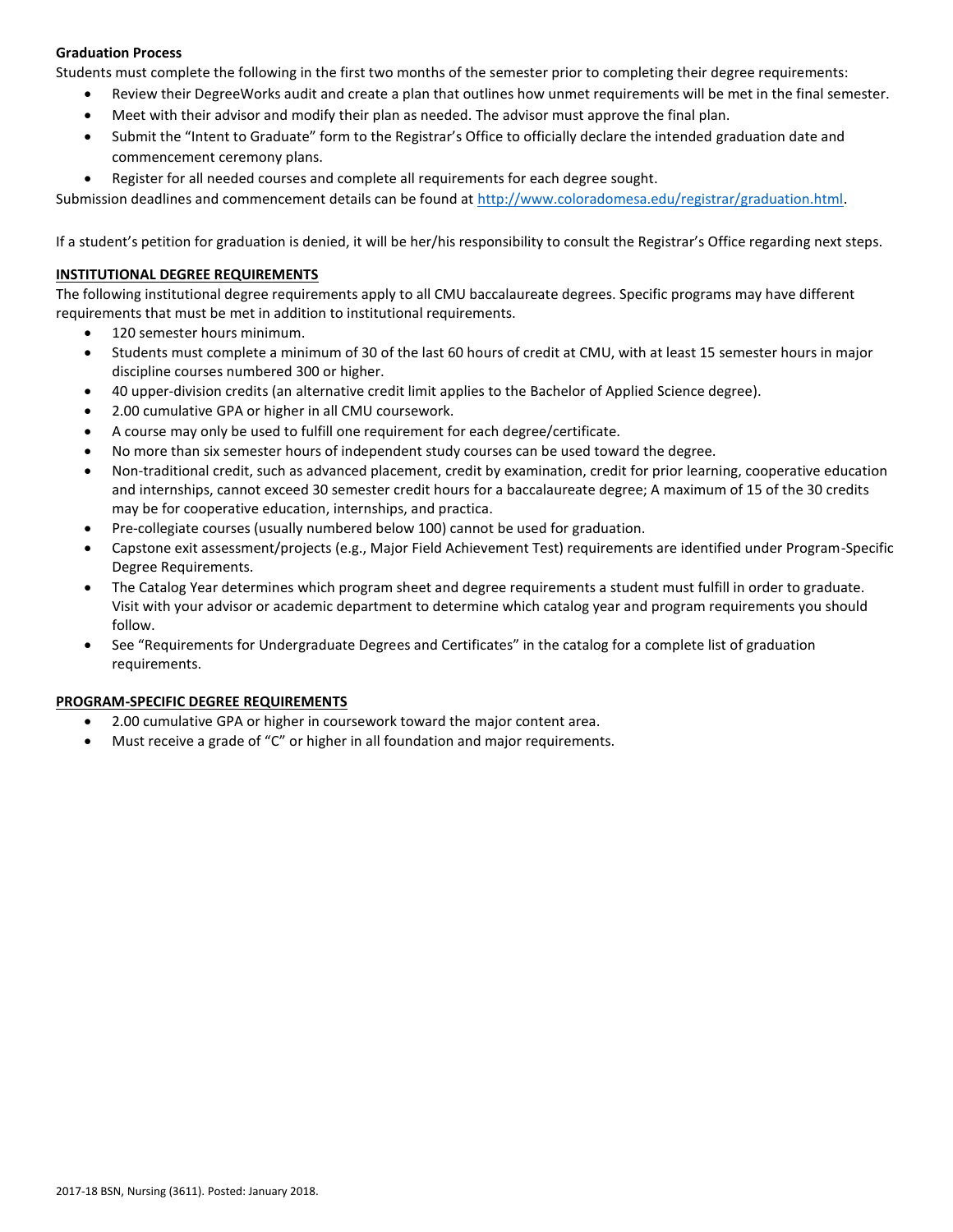**Graduation Process**

Students must complete the following in the first two months of the semester prior to completing their degree requirements:

- Review their DegreeWorks audit and create a plan that outlines how unmet requirements will be met in the final semester.
- Meet with their advisor and modify their plan as needed. The advisor must approve the final plan.
- Submit the "Intent to Graduate" form to the Registrar's Office to officially declare the intended graduation date and commencement ceremony plans.
- Register for all needed courses and complete all requirements for each degree sought.

Submission deadlines and commencement details can be found at http://www.coloradomesa.edu/registrar/graduation.html.

If a student's petition for graduation is denied, it will be her/his responsibility to consult the Registrar's Office regarding next steps.

**INSTITUTIONAL DEGREE REQUIREMENTS**

The following institutional degree requirements apply to all CMU baccalaureate degrees. Specific programs may have different requirements that must be met in addition to institutional requirements.

- 120 semester hours minimum.
- Students must complete a minimum of 30 of the last 60 hours of credit at CMU, with at least 15 semester hours in major discipline courses numbered 300 or higher.
- 40 upper-division credits (an alternative credit limit applies to the Bachelor of Applied Science degree).
- 2.00 cumulative GPA or higher in all CMU coursework.
- A course may only be used to fulfill one requirement for each degree/certificate.
- No more than six semester hours of independent study courses can be used toward the degree.
- Non-traditional credit, such as advanced placement, credit by examination, credit for prior learning, cooperative education and internships, cannot exceed 30 semester credit hours for a baccalaureate degree; A maximum of 15 of the 30 credits may be for cooperative education, internships, and practica.
- Pre-collegiate courses (usually numbered below 100) cannot be used for graduation.
- Capstone exit assessment/projects (e.g., Major Field Achievement Test) requirements are identified under Program-Specific Degree Requirements.
- The Catalog Year determines which program sheet and degree requirements a student must fulfill in order to graduate. Visit with your advisor or academic department to determine which catalog year and program requirements you should follow.
- See "Requirements for Undergraduate Degrees and Certificates" in the catalog for a complete list of graduation requirements.

**PROGRAM-SPECIFIC DEGREE REQUIREMENTS**

- 2.00 cumulative GPA or higher in coursework toward the major content area.
- Must receive a grade of "C" or higher in all foundation and major requirements.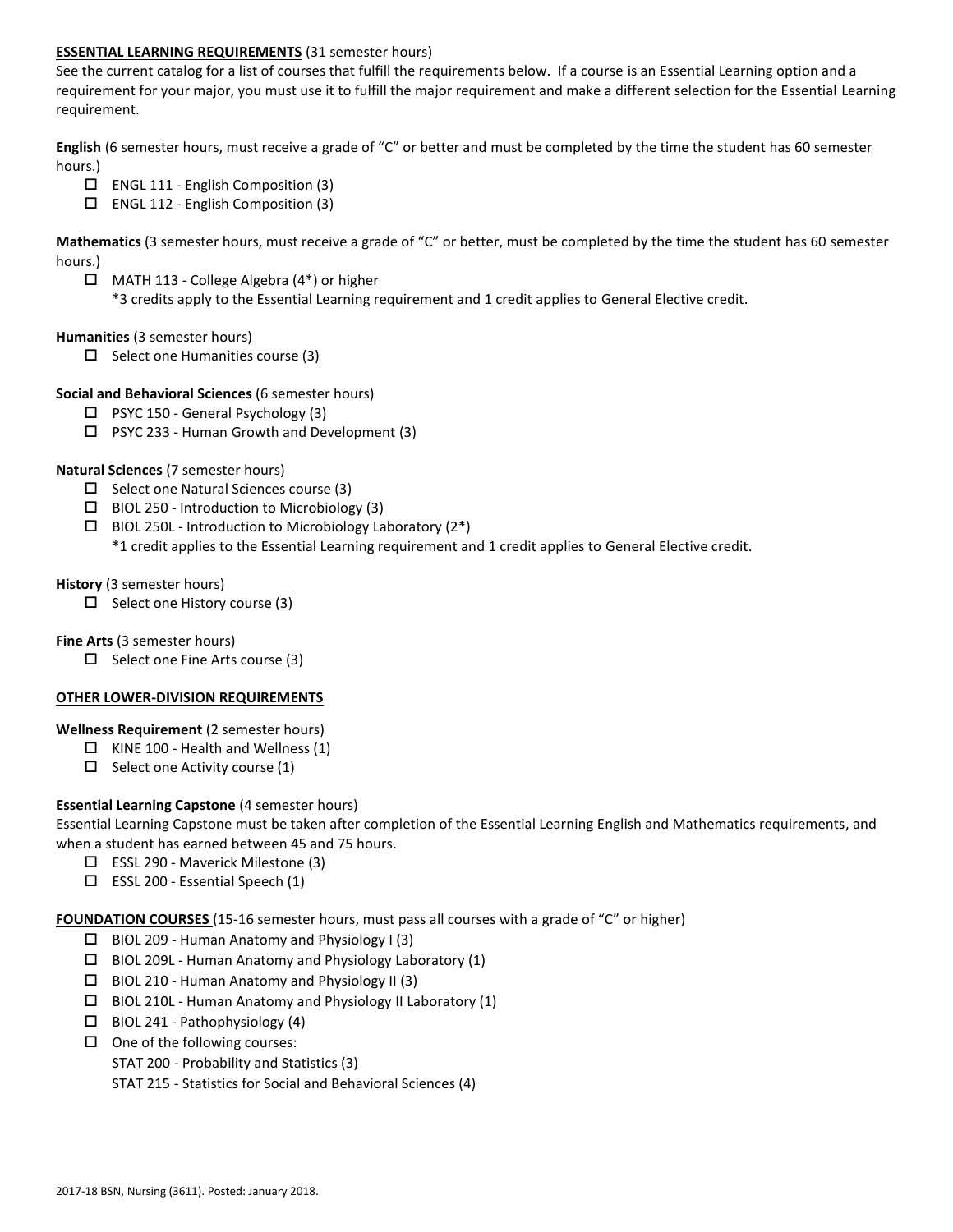**ESSENTIAL LEARNING REQUIREMENTS** (31 semester hours)

See the current catalog for a list of courses that fulfill the requirements below. If a course is an Essential Learning option and a requirement for your major, you must use it to fulfill the major requirement and make a different selection for the Essential Learning requirement.

**English** (6 semester hours, must receive a grade of "C" or better and must be completed by the time the student has 60 semester hours.)

- ☐ ENGL 111 - English Composition (3)
- ☐ ENGL 112 - English Composition (3)

**Mathematics** (3 semester hours, must receive a grade of "C" or better, must be completed by the time the student has 60 semester hours.)

- ☐ MATH 113 - College Algebra (4*) or higher
  *3 credits apply to the Essential Learning requirement and 1 credit applies to General Elective credit.

**Humanities** (3 semester hours)

- ☐ Select one Humanities course (3)

**Social and Behavioral Sciences** (6 semester hours)

- ☐ PSYC 150 - General Psychology (3)
- ☐ PSYC 233 - Human Growth and Development (3)

**Natural Sciences** (7 semester hours)

- ☐ Select one Natural Sciences course (3)
- ☐ BIOL 250 - Introduction to Microbiology (3)
- ☐ BIOL 250L - Introduction to Microbiology Laboratory (2*)
  *1 credit applies to the Essential Learning requirement and 1 credit applies to General Elective credit.

**History** (3 semester hours)

- ☐ Select one History course (3)

**Fine Arts** (3 semester hours)

- ☐ Select one Fine Arts course (3)

**OTHER LOWER-DIVISION REQUIREMENTS**

**Wellness Requirement** (2 semester hours)

- ☐ KINE 100 - Health and Wellness (1)
- ☐ Select one Activity course (1)

**Essential Learning Capstone** (4 semester hours)

Essential Learning Capstone must be taken after completion of the Essential Learning English and Mathematics requirements, and when a student has earned between 45 and 75 hours.

- ☐ ESSL 290 - Maverick Milestone (3)
- ☐ ESSL 200 - Essential Speech (1)

**FOUNDATION COURSES** (15-16 semester hours, must pass all courses with a grade of "C" or higher)

- ☐ BIOL 209 - Human Anatomy and Physiology I (3)
- ☐ BIOL 209L - Human Anatomy and Physiology Laboratory (1)
- ☐ BIOL 210 - Human Anatomy and Physiology II (3)
- ☐ BIOL 210L - Human Anatomy and Physiology II Laboratory (1)
- ☐ BIOL 241 - Pathophysiology (4)
- ☐ One of the following courses:
  STAT 200 - Probability and Statistics (3)
  STAT 215 - Statistics for Social and Behavioral Sciences (4)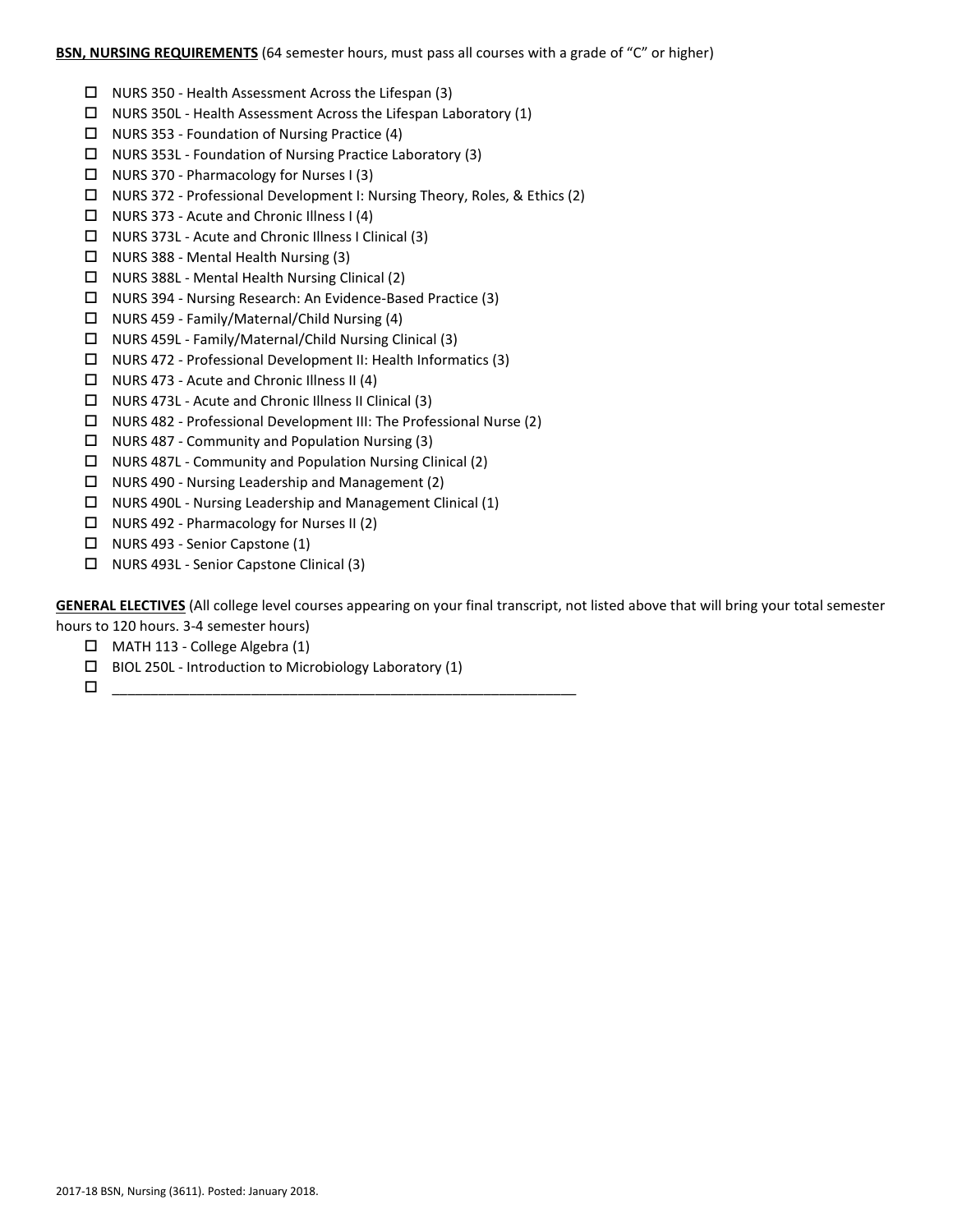**BSN, NURSING REQUIREMENTS** (64 semester hours, must pass all courses with a grade of "C" or higher)

- ☐ NURS 350 - Health Assessment Across the Lifespan (3)
- ☐ NURS 350L - Health Assessment Across the Lifespan Laboratory (1)
- ☐ NURS 353 - Foundation of Nursing Practice (4)
- ☐ NURS 353L - Foundation of Nursing Practice Laboratory (3)
- ☐ NURS 370 - Pharmacology for Nurses I (3)
- ☐ NURS 372 - Professional Development I: Nursing Theory, Roles, & Ethics (2)
- ☐ NURS 373 - Acute and Chronic Illness I (4)
- ☐ NURS 373L - Acute and Chronic Illness I Clinical (3)
- ☐ NURS 388 - Mental Health Nursing (3)
- ☐ NURS 388L - Mental Health Nursing Clinical (2)
- ☐ NURS 394 - Nursing Research: An Evidence-Based Practice (3)
- ☐ NURS 459 - Family/Maternal/Child Nursing (4)
- ☐ NURS 459L - Family/Maternal/Child Nursing Clinical (3)
- ☐ NURS 472 - Professional Development II: Health Informatics (3)
- ☐ NURS 473 - Acute and Chronic Illness II (4)
- ☐ NURS 473L - Acute and Chronic Illness II Clinical (3)
- ☐ NURS 482 - Professional Development III: The Professional Nurse (2)
- ☐ NURS 487 - Community and Population Nursing (3)
- ☐ NURS 487L - Community and Population Nursing Clinical (2)
- ☐ NURS 490 - Nursing Leadership and Management (2)
- ☐ NURS 490L - Nursing Leadership and Management Clinical (1)
- ☐ NURS 492 - Pharmacology for Nurses II (2)
- ☐ NURS 493 - Senior Capstone (1)
- ☐ NURS 493L - Senior Capstone Clinical (3)

**GENERAL ELECTIVES** (All college level courses appearing on your final transcript, not listed above that will bring your total semester hours to 120 hours. 3-4 semester hours)

- ☐ MATH 113 - College Algebra (1)
- ☐ BIOL 250L - Introduction to Microbiology Laboratory (1)
- ☐ ____________________________________________________________

2017-18 BSN, Nursing (3611). Posted: January 2018.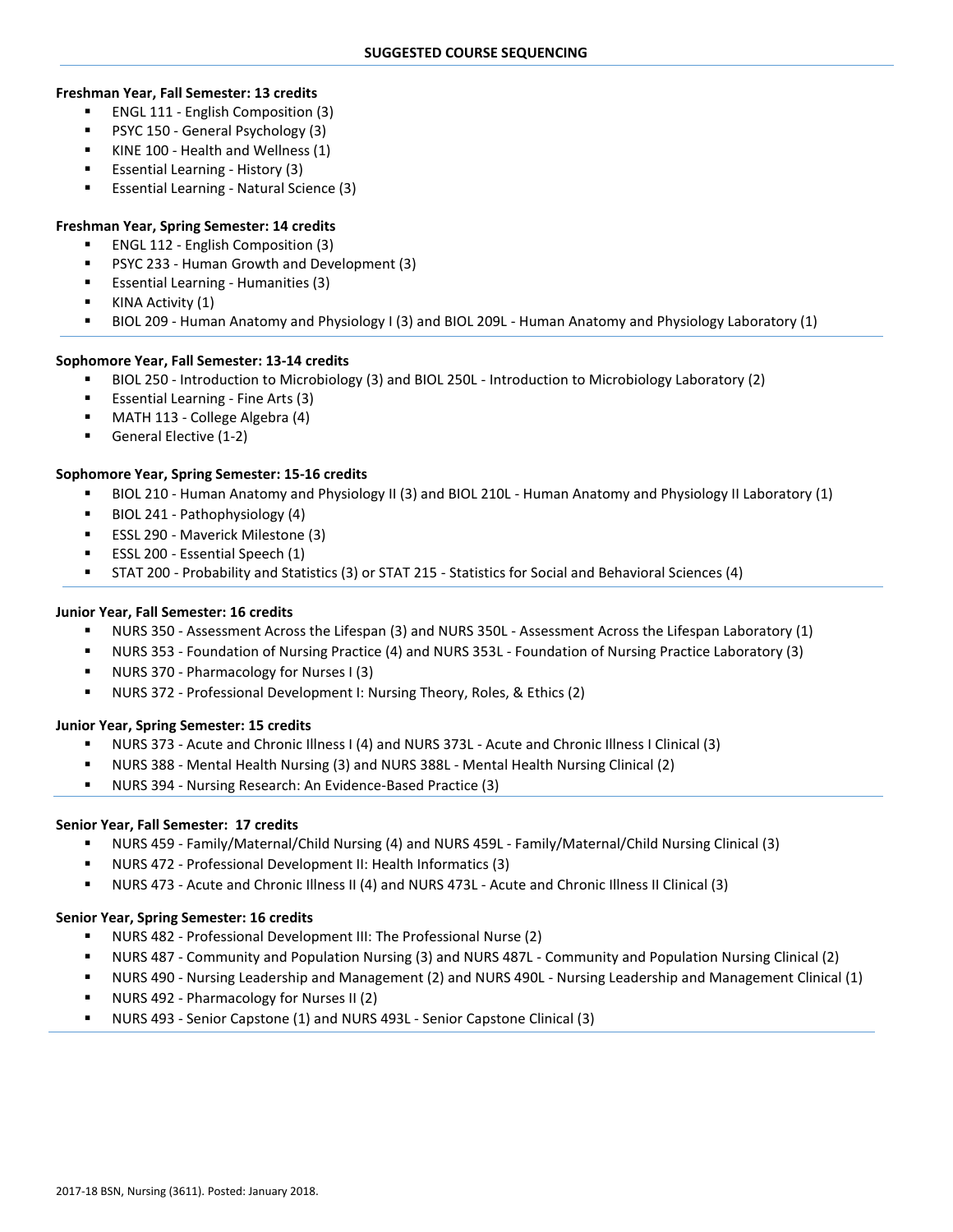## SUGGESTED COURSE SEQUENCING

**Freshman Year, Fall Semester: 13 credits**

- ENGL 111 - English Composition (3)
- PSYC 150 - General Psychology (3)
- KINE 100 - Health and Wellness (1)
- Essential Learning - History (3)
- Essential Learning - Natural Science (3)

**Freshman Year, Spring Semester: 14 credits**

- ENGL 112 - English Composition (3)
- PSYC 233 - Human Growth and Development (3)
- Essential Learning - Humanities (3)
- KINA Activity (1)
- BIOL 209 - Human Anatomy and Physiology I (3) and BIOL 209L - Human Anatomy and Physiology Laboratory (1)

**Sophomore Year, Fall Semester: 13-14 credits**

- BIOL 250 - Introduction to Microbiology (3) and BIOL 250L - Introduction to Microbiology Laboratory (2)
- Essential Learning - Fine Arts (3)
- MATH 113 - College Algebra (4)
- General Elective (1-2)

**Sophomore Year, Spring Semester: 15-16 credits**

- BIOL 210 - Human Anatomy and Physiology II (3) and BIOL 210L - Human Anatomy and Physiology II Laboratory (1)
- BIOL 241 - Pathophysiology (4)
- ESSL 290 - Maverick Milestone (3)
- ESSL 200 - Essential Speech (1)
- STAT 200 - Probability and Statistics (3) or STAT 215 - Statistics for Social and Behavioral Sciences (4)

**Junior Year, Fall Semester: 16 credits**

- NURS 350 - Assessment Across the Lifespan (3) and NURS 350L - Assessment Across the Lifespan Laboratory (1)
- NURS 353 - Foundation of Nursing Practice (4) and NURS 353L - Foundation of Nursing Practice Laboratory (3)
- NURS 370 - Pharmacology for Nurses I (3)
- NURS 372 - Professional Development I: Nursing Theory, Roles, & Ethics (2)

**Junior Year, Spring Semester: 15 credits**

- NURS 373 - Acute and Chronic Illness I (4) and NURS 373L - Acute and Chronic Illness I Clinical (3)
- NURS 388 - Mental Health Nursing (3) and NURS 388L - Mental Health Nursing Clinical (2)
- NURS 394 - Nursing Research: An Evidence-Based Practice (3)

**Senior Year, Fall Semester: 17 credits**

- NURS 459 - Family/Maternal/Child Nursing (4) and NURS 459L - Family/Maternal/Child Nursing Clinical (3)
- NURS 472 - Professional Development II: Health Informatics (3)
- NURS 473 - Acute and Chronic Illness II (4) and NURS 473L - Acute and Chronic Illness II Clinical (3)

**Senior Year, Spring Semester: 16 credits**

- NURS 482 - Professional Development III: The Professional Nurse (2)
- NURS 487 - Community and Population Nursing (3) and NURS 487L - Community and Population Nursing Clinical (2)
- NURS 490 - Nursing Leadership and Management (2) and NURS 490L - Nursing Leadership and Management Clinical (1)
- NURS 492 - Pharmacology for Nurses II (2)
- NURS 493 - Senior Capstone (1) and NURS 493L - Senior Capstone Clinical (3)